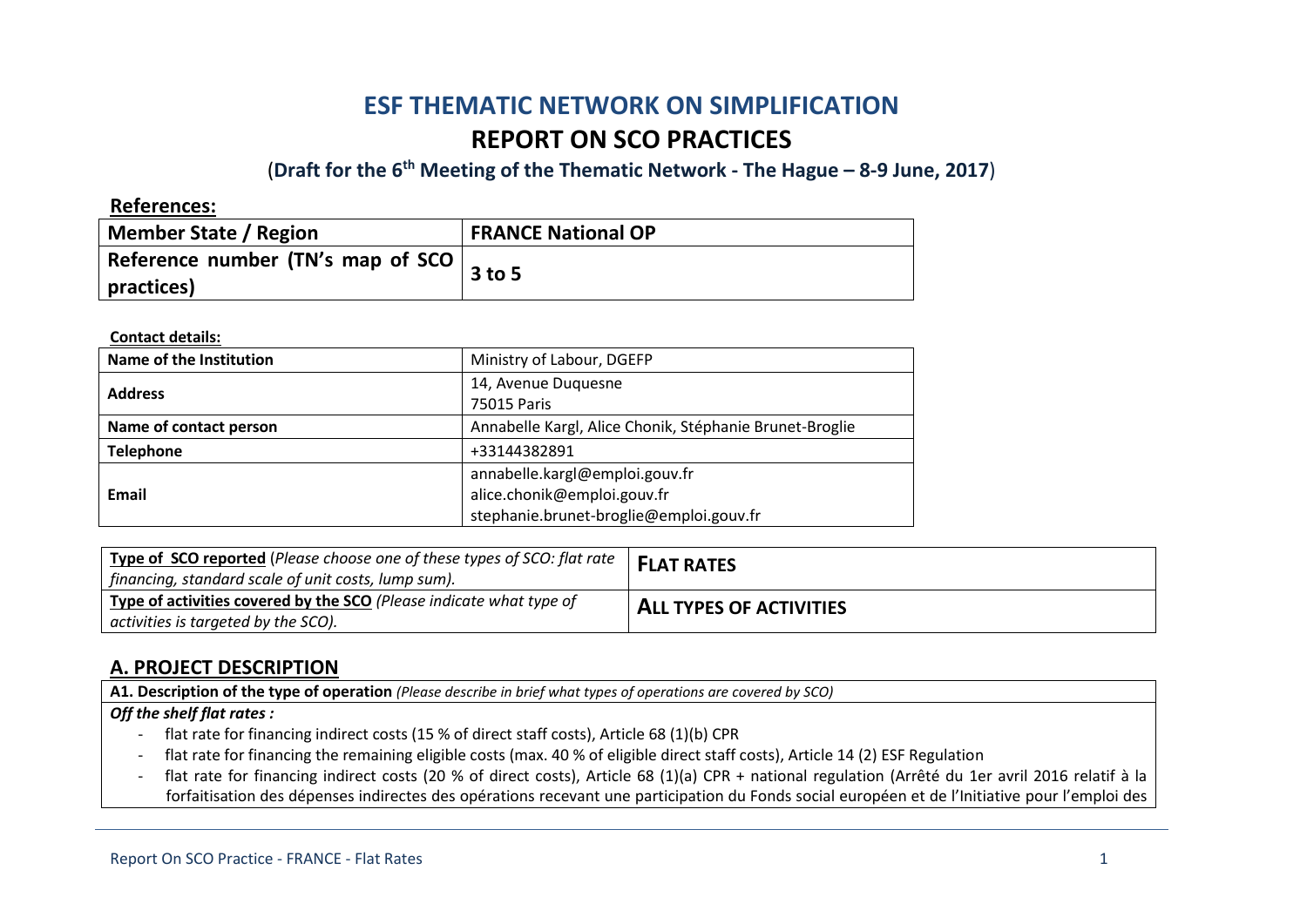# ESF THEMATIC NETWORK ON SIMPLIFICATION

# REPORT ON SCO PRACTICES

(**Draft for the 6th Meeting of the Thematic Network - The Hague – 8-9 June, 2017**)

**References:**

| Member State / Region | FRANCE National OP |
|---|---|
| Reference number (TN's map of SCO practices) | 3 to 5 |

**Contact details:**

| Name of the Institution | Ministry of Labour, DGEFP |
|---|---|
| Address | 14, Avenue Duquesne<br>75015 Paris |
| Name of contact person | Annabelle Kargl, Alice Chonik, Stéphanie Brunet-Broglie |
| Telephone | +33144382891 |
| Email | annabelle.kargl@emploi.gouv.fr<br>alice.chonik@emploi.gouv.fr<br>stephanie.brunet-broglie@emploi.gouv.fr |

| **Type of SCO reported** (*Please choose one of these types of SCO: flat rate financing, standard scale of unit costs, lump sum).* | **FLAT RATES** |
|---|---|
| **Type of activities covered by the SCO** (*Please indicate what type of activities is targeted by the SCO).* | **ALL TYPES OF ACTIVITIES** |

## A. PROJECT DESCRIPTION

**A1. Description of the type of operation** *(Please describe in brief what types of operations are covered by SCO)*

***Off the shelf flat rates :***

- flat rate for financing indirect costs (15 % of direct staff costs), Article 68 (1)(b) CPR
- flat rate for financing the remaining eligible costs (max. 40 % of eligible direct staff costs), Article 14 (2) ESF Regulation
- flat rate for financing indirect costs (20 % of direct costs), Article 68 (1)(a) CPR + national regulation (Arrêté du 1er avril 2016 relatif à la forfaitisation des dépenses indirectes des opérations recevant une participation du Fonds social européen et de l'Initiative pour l'emploi des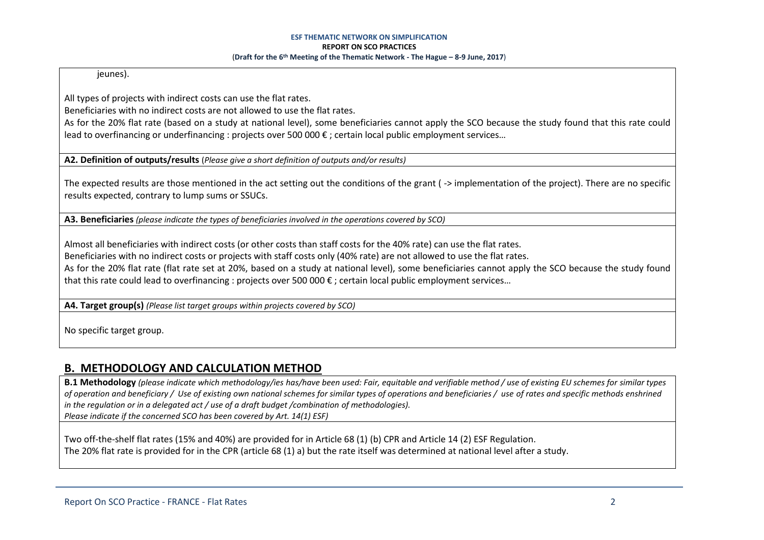jeunes).

All types of projects with indirect costs can use the flat rates.

Beneficiaries with no indirect costs are not allowed to use the flat rates.

As for the 20% flat rate (based on a study at national level), some beneficiaries cannot apply the SCO because the study found that this rate could lead to overfinancing or underfinancing : projects over 500 000 € ; certain local public employment services…

**A2. Definition of outputs/results** (*Please give a short definition of outputs and/or results)*

The expected results are those mentioned in the act setting out the conditions of the grant ( -> implementation of the project). There are no specific results expected, contrary to lump sums or SSUCs.

**A3. Beneficiaries** *(please indicate the types of beneficiaries involved in the operations covered by SCO)*

Almost all beneficiaries with indirect costs (or other costs than staff costs for the 40% rate) can use the flat rates.

Beneficiaries with no indirect costs or projects with staff costs only (40% rate) are not allowed to use the flat rates.

As for the 20% flat rate (flat rate set at 20%, based on a study at national level), some beneficiaries cannot apply the SCO because the study found that this rate could lead to overfinancing : projects over 500 000 € ; certain local public employment services…

**A4. Target group(s)** *(Please list target groups within projects covered by SCO)*

No specific target group.

## B. METHODOLOGY AND CALCULATION METHOD

**B.1 Methodology** *(please indicate which methodology/ies has/have been used: Fair, equitable and verifiable method / use of existing EU schemes for similar types of operation and beneficiary / Use of existing own national schemes for similar types of operations and beneficiaries / use of rates and specific methods enshrined in the regulation or in a delegated act / use of a draft budget /combination of methodologies).*
*Please indicate if the concerned SCO has been covered by Art. 14(1) ESF)*

Two off-the-shelf flat rates (15% and 40%) are provided for in Article 68 (1) (b) CPR and Article 14 (2) ESF Regulation.

The 20% flat rate is provided for in the CPR (article 68 (1) a) but the rate itself was determined at national level after a study.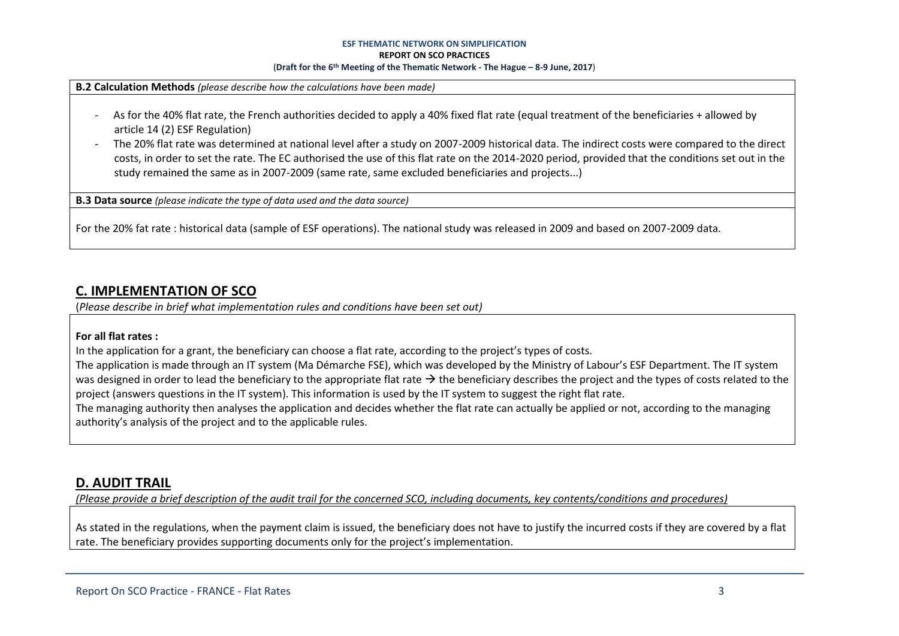**B.2 Calculation Methods** *(please describe how the calculations have been made)*

- As for the 40% flat rate, the French authorities decided to apply a 40% fixed flat rate (equal treatment of the beneficiaries + allowed by article 14 (2) ESF Regulation)
- The 20% flat rate was determined at national level after a study on 2007-2009 historical data. The indirect costs were compared to the direct costs, in order to set the rate. The EC authorised the use of this flat rate on the 2014-2020 period, provided that the conditions set out in the study remained the same as in 2007-2009 (same rate, same excluded beneficiaries and projects...)

**B.3 Data source** *(please indicate the type of data used and the data source)*

For the 20% fat rate : historical data (sample of ESF operations). The national study was released in 2009 and based on 2007-2009 data.

## C. IMPLEMENTATION OF SCO

(*Please describe in brief what implementation rules and conditions have been set out)*

**For all flat rates :**

In the application for a grant, the beneficiary can choose a flat rate, according to the project's types of costs.

The application is made through an IT system (Ma Démarche FSE), which was developed by the Ministry of Labour's ESF Department. The IT system was designed in order to lead the beneficiary to the appropriate flat rate → the beneficiary describes the project and the types of costs related to the project (answers questions in the IT system). This information is used by the IT system to suggest the right flat rate.

The managing authority then analyses the application and decides whether the flat rate can actually be applied or not, according to the managing authority's analysis of the project and to the applicable rules.

## D. AUDIT TRAIL

*(Please provide a brief description of the audit trail for the concerned SCO, including documents, key contents/conditions and procedures)*

As stated in the regulations, when the payment claim is issued, the beneficiary does not have to justify the incurred costs if they are covered by a flat rate. The beneficiary provides supporting documents only for the project's implementation.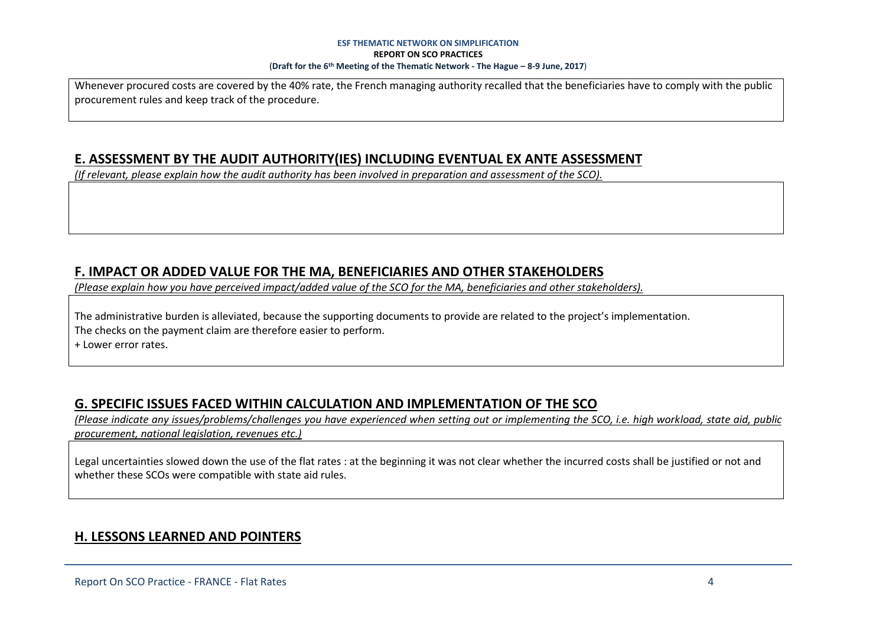Whenever procured costs are covered by the 40% rate, the French managing authority recalled that the beneficiaries have to comply with the public procurement rules and keep track of the procedure.

## E. ASSESSMENT BY THE AUDIT AUTHORITY(IES) INCLUDING EVENTUAL EX ANTE ASSESSMENT

*(If relevant, please explain how the audit authority has been involved in preparation and assessment of the SCO).*

## F. IMPACT OR ADDED VALUE FOR THE MA, BENEFICIARIES AND OTHER STAKEHOLDERS

*(Please explain how you have perceived impact/added value of the SCO for the MA, beneficiaries and other stakeholders).*

The administrative burden is alleviated, because the supporting documents to provide are related to the project's implementation.
The checks on the payment claim are therefore easier to perform.
+ Lower error rates.

## G. SPECIFIC ISSUES FACED WITHIN CALCULATION AND IMPLEMENTATION OF THE SCO

*(Please indicate any issues/problems/challenges you have experienced when setting out or implementing the SCO, i.e. high workload, state aid, public procurement, national legislation, revenues etc.)*

Legal uncertainties slowed down the use of the flat rates : at the beginning it was not clear whether the incurred costs shall be justified or not and whether these SCOs were compatible with state aid rules.

## H. LESSONS LEARNED AND POINTERS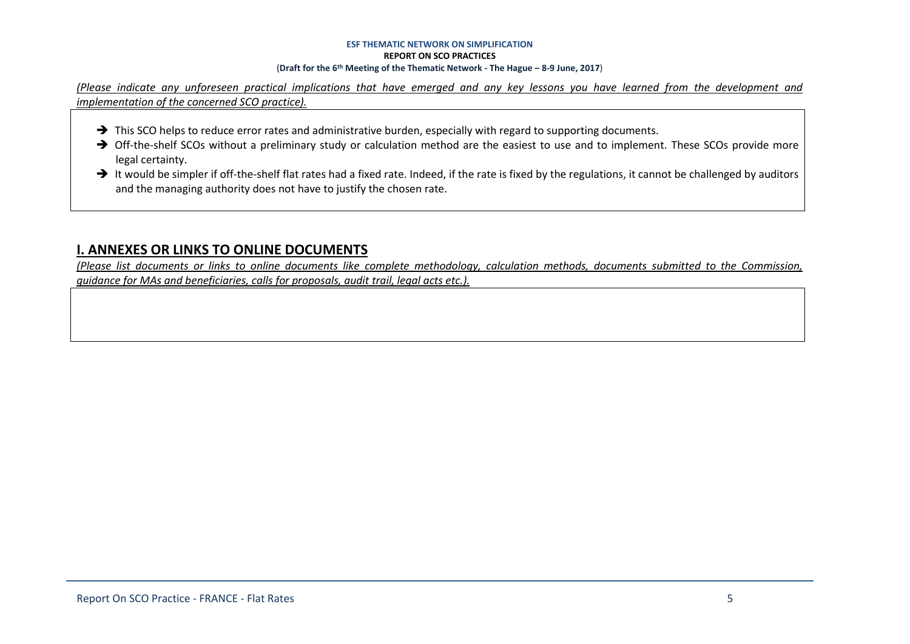*(Please indicate any unforeseen practical implications that have emerged and any key lessons you have learned from the development and implementation of the concerned SCO practice).*

- This SCO helps to reduce error rates and administrative burden, especially with regard to supporting documents.
- Off-the-shelf SCOs without a preliminary study or calculation method are the easiest to use and to implement. These SCOs provide more legal certainty.
- It would be simpler if off-the-shelf flat rates had a fixed rate. Indeed, if the rate is fixed by the regulations, it cannot be challenged by auditors and the managing authority does not have to justify the chosen rate.

## I. ANNEXES OR LINKS TO ONLINE DOCUMENTS

*(Please list documents or links to online documents like complete methodology, calculation methods, documents submitted to the Commission, guidance for MAs and beneficiaries, calls for proposals, audit trail, legal acts etc.).*